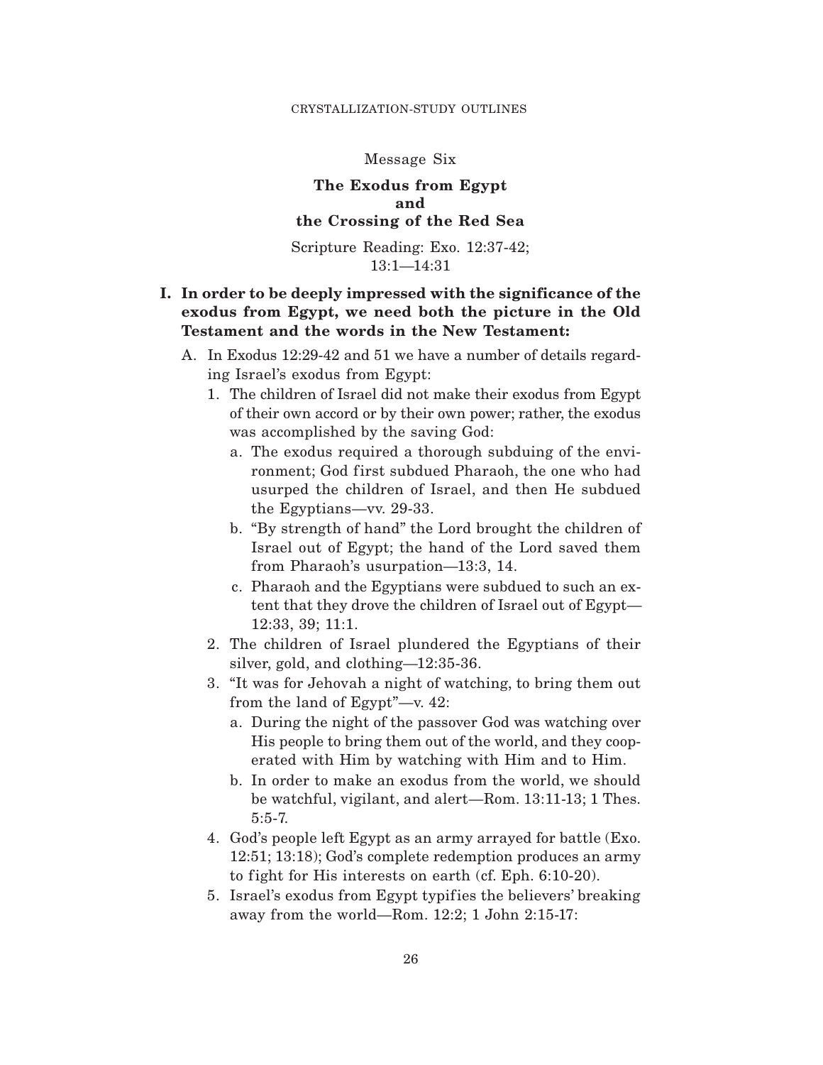Message Six

# The Exodus from Egypt and the Crossing of the Red Sea

Scripture Reading: Exo. 12:37-42; 13:1—14:31

**I. In order to be deeply impressed with the significance of the exodus from Egypt, we need both the picture in the Old Testament and the words in the New Testament:**

- A. In Exodus 12:29-42 and 51 we have a number of details regarding Israel's exodus from Egypt:
  1. The children of Israel did not make their exodus from Egypt of their own accord or by their own power; rather, the exodus was accomplished by the saving God:
     - a. The exodus required a thorough subduing of the environment; God first subdued Pharaoh, the one who had usurped the children of Israel, and then He subdued the Egyptians—vv. 29-33.
     - b. "By strength of hand" the Lord brought the children of Israel out of Egypt; the hand of the Lord saved them from Pharaoh's usurpation—13:3, 14.
     - c. Pharaoh and the Egyptians were subdued to such an extent that they drove the children of Israel out of Egypt—12:33, 39; 11:1.
  2. The children of Israel plundered the Egyptians of their silver, gold, and clothing—12:35-36.
  3. "It was for Jehovah a night of watching, to bring them out from the land of Egypt"—v. 42:
     - a. During the night of the passover God was watching over His people to bring them out of the world, and they cooperated with Him by watching with Him and to Him.
     - b. In order to make an exodus from the world, we should be watchful, vigilant, and alert—Rom. 13:11-13; 1 Thes. 5:5-7.
  4. God's people left Egypt as an army arrayed for battle (Exo. 12:51; 13:18); God's complete redemption produces an army to fight for His interests on earth (cf. Eph. 6:10-20).
  5. Israel's exodus from Egypt typifies the believers' breaking away from the world—Rom. 12:2; 1 John 2:15-17: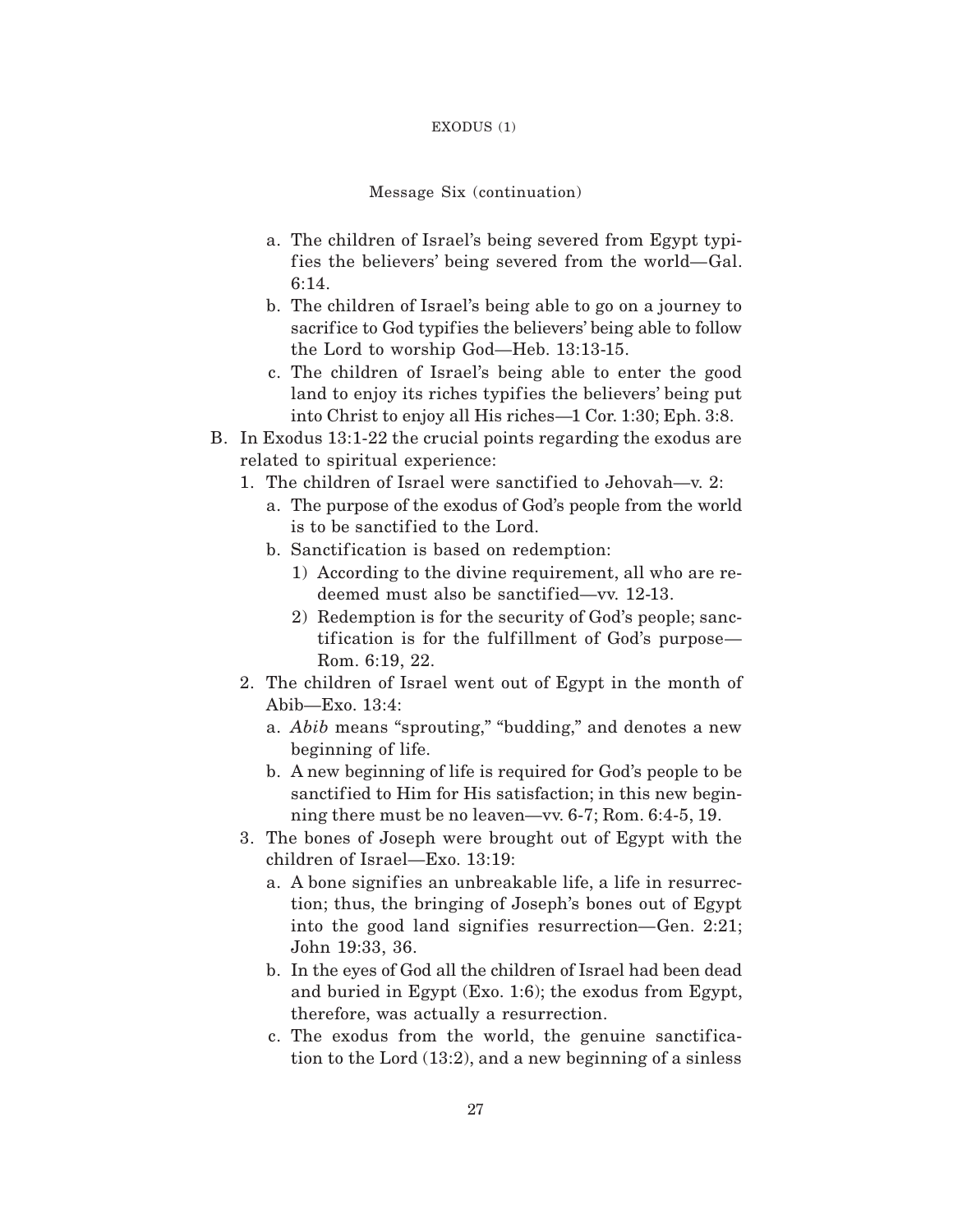Message Six (continuation)

   a. The children of Israel's being severed from Egypt typifies the believers' being severed from the world—Gal. 6:14.
   b. The children of Israel's being able to go on a journey to sacrifice to God typifies the believers' being able to follow the Lord to worship God—Heb. 13:13-15.
   c. The children of Israel's being able to enter the good land to enjoy its riches typifies the believers' being put into Christ to enjoy all His riches—1 Cor. 1:30; Eph. 3:8.

B. In Exodus 13:1-22 the crucial points regarding the exodus are related to spiritual experience:
   1. The children of Israel were sanctified to Jehovah—v. 2:
      a. The purpose of the exodus of God's people from the world is to be sanctified to the Lord.
      b. Sanctification is based on redemption:
         1) According to the divine requirement, all who are redeemed must also be sanctified—vv. 12-13.
         2) Redemption is for the security of God's people; sanctification is for the fulfillment of God's purpose—Rom. 6:19, 22.
   2. The children of Israel went out of Egypt in the month of Abib—Exo. 13:4:
      a. *Abib* means "sprouting," "budding," and denotes a new beginning of life.
      b. A new beginning of life is required for God's people to be sanctified to Him for His satisfaction; in this new beginning there must be no leaven—vv. 6-7; Rom. 6:4-5, 19.
   3. The bones of Joseph were brought out of Egypt with the children of Israel—Exo. 13:19:
      a. A bone signifies an unbreakable life, a life in resurrection; thus, the bringing of Joseph's bones out of Egypt into the good land signifies resurrection—Gen. 2:21; John 19:33, 36.
      b. In the eyes of God all the children of Israel had been dead and buried in Egypt (Exo. 1:6); the exodus from Egypt, therefore, was actually a resurrection.
      c. The exodus from the world, the genuine sanctification to the Lord (13:2), and a new beginning of a sinless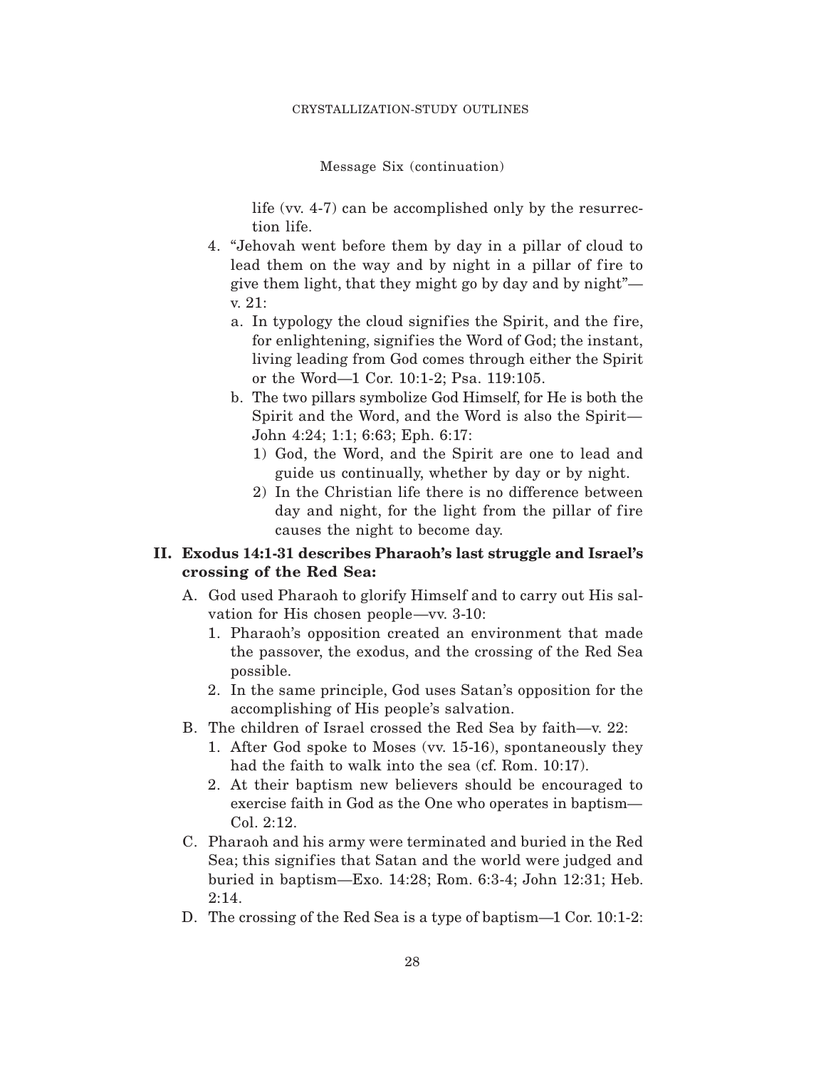Message Six (continuation)

life (vv. 4-7) can be accomplished only by the resurrection life.

4. "Jehovah went before them by day in a pillar of cloud to lead them on the way and by night in a pillar of fire to give them light, that they might go by day and by night"—v. 21:
   a. In typology the cloud signifies the Spirit, and the fire, for enlightening, signifies the Word of God; the instant, living leading from God comes through either the Spirit or the Word—1 Cor. 10:1-2; Psa. 119:105.
   b. The two pillars symbolize God Himself, for He is both the Spirit and the Word, and the Word is also the Spirit—John 4:24; 1:1; 6:63; Eph. 6:17:
      1) God, the Word, and the Spirit are one to lead and guide us continually, whether by day or by night.
      2) In the Christian life there is no difference between day and night, for the light from the pillar of fire causes the night to become day.

**II. Exodus 14:1-31 describes Pharaoh's last struggle and Israel's crossing of the Red Sea:**

A. God used Pharaoh to glorify Himself and to carry out His salvation for His chosen people—vv. 3-10:
   1. Pharaoh's opposition created an environment that made the passover, the exodus, and the crossing of the Red Sea possible.
   2. In the same principle, God uses Satan's opposition for the accomplishing of His people's salvation.

B. The children of Israel crossed the Red Sea by faith—v. 22:
   1. After God spoke to Moses (vv. 15-16), spontaneously they had the faith to walk into the sea (cf. Rom. 10:17).
   2. At their baptism new believers should be encouraged to exercise faith in God as the One who operates in baptism—Col. 2:12.

C. Pharaoh and his army were terminated and buried in the Red Sea; this signifies that Satan and the world were judged and buried in baptism—Exo. 14:28; Rom. 6:3-4; John 12:31; Heb. 2:14.

D. The crossing of the Red Sea is a type of baptism—1 Cor. 10:1-2: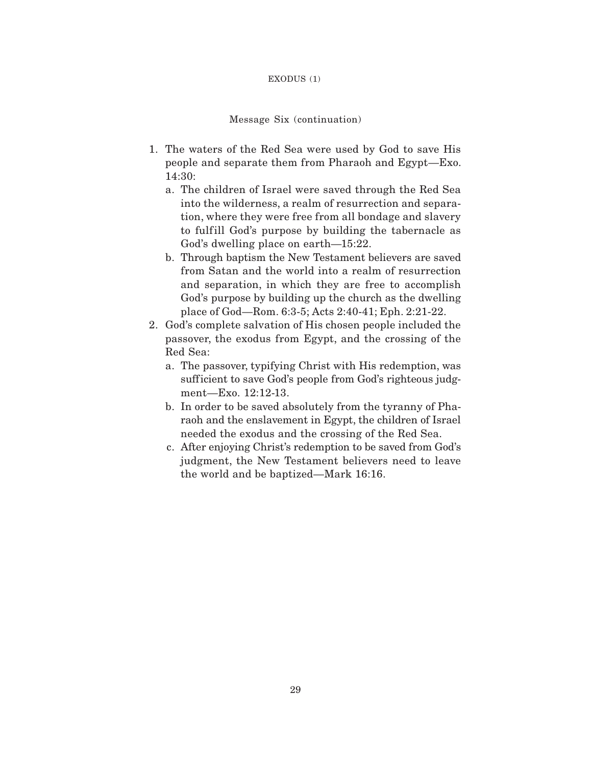Message Six (continuation)

1. The waters of the Red Sea were used by God to save His people and separate them from Pharaoh and Egypt—Exo. 14:30:
   a. The children of Israel were saved through the Red Sea into the wilderness, a realm of resurrection and separation, where they were free from all bondage and slavery to fulfill God's purpose by building the tabernacle as God's dwelling place on earth—15:22.
   b. Through baptism the New Testament believers are saved from Satan and the world into a realm of resurrection and separation, in which they are free to accomplish God's purpose by building up the church as the dwelling place of God—Rom. 6:3-5; Acts 2:40-41; Eph. 2:21-22.
2. God's complete salvation of His chosen people included the passover, the exodus from Egypt, and the crossing of the Red Sea:
   a. The passover, typifying Christ with His redemption, was sufficient to save God's people from God's righteous judgment—Exo. 12:12-13.
   b. In order to be saved absolutely from the tyranny of Pharaoh and the enslavement in Egypt, the children of Israel needed the exodus and the crossing of the Red Sea.
   c. After enjoying Christ's redemption to be saved from God's judgment, the New Testament believers need to leave the world and be baptized—Mark 16:16.